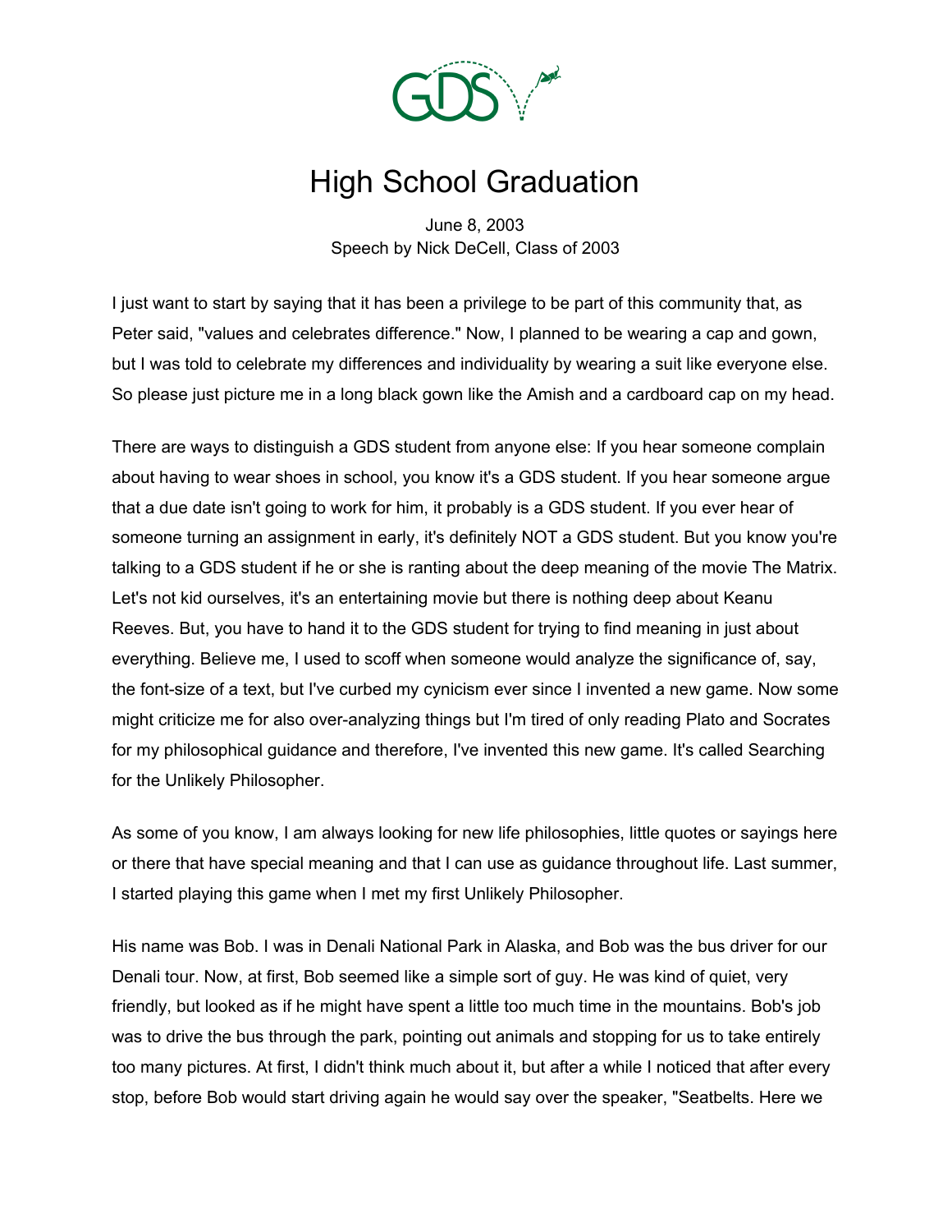# High School Graduation

June 8, 2003
Speech by Nick DeCell, Class of 2003

I just want to start by saying that it has been a privilege to be part of this community that, as Peter said, "values and celebrates difference." Now, I planned to be wearing a cap and gown, but I was told to celebrate my differences and individuality by wearing a suit like everyone else. So please just picture me in a long black gown like the Amish and a cardboard cap on my head.

There are ways to distinguish a GDS student from anyone else: If you hear someone complain about having to wear shoes in school, you know it's a GDS student. If you hear someone argue that a due date isn't going to work for him, it probably is a GDS student. If you ever hear of someone turning an assignment in early, it's definitely NOT a GDS student. But you know you're talking to a GDS student if he or she is ranting about the deep meaning of the movie The Matrix. Let's not kid ourselves, it's an entertaining movie but there is nothing deep about Keanu Reeves. But, you have to hand it to the GDS student for trying to find meaning in just about everything. Believe me, I used to scoff when someone would analyze the significance of, say, the font-size of a text, but I've curbed my cynicism ever since I invented a new game. Now some might criticize me for also over-analyzing things but I'm tired of only reading Plato and Socrates for my philosophical guidance and therefore, I've invented this new game. It's called Searching for the Unlikely Philosopher.

As some of you know, I am always looking for new life philosophies, little quotes or sayings here or there that have special meaning and that I can use as guidance throughout life. Last summer, I started playing this game when I met my first Unlikely Philosopher.

His name was Bob. I was in Denali National Park in Alaska, and Bob was the bus driver for our Denali tour. Now, at first, Bob seemed like a simple sort of guy. He was kind of quiet, very friendly, but looked as if he might have spent a little too much time in the mountains. Bob's job was to drive the bus through the park, pointing out animals and stopping for us to take entirely too many pictures. At first, I didn't think much about it, but after a while I noticed that after every stop, before Bob would start driving again he would say over the speaker, "Seatbelts. Here we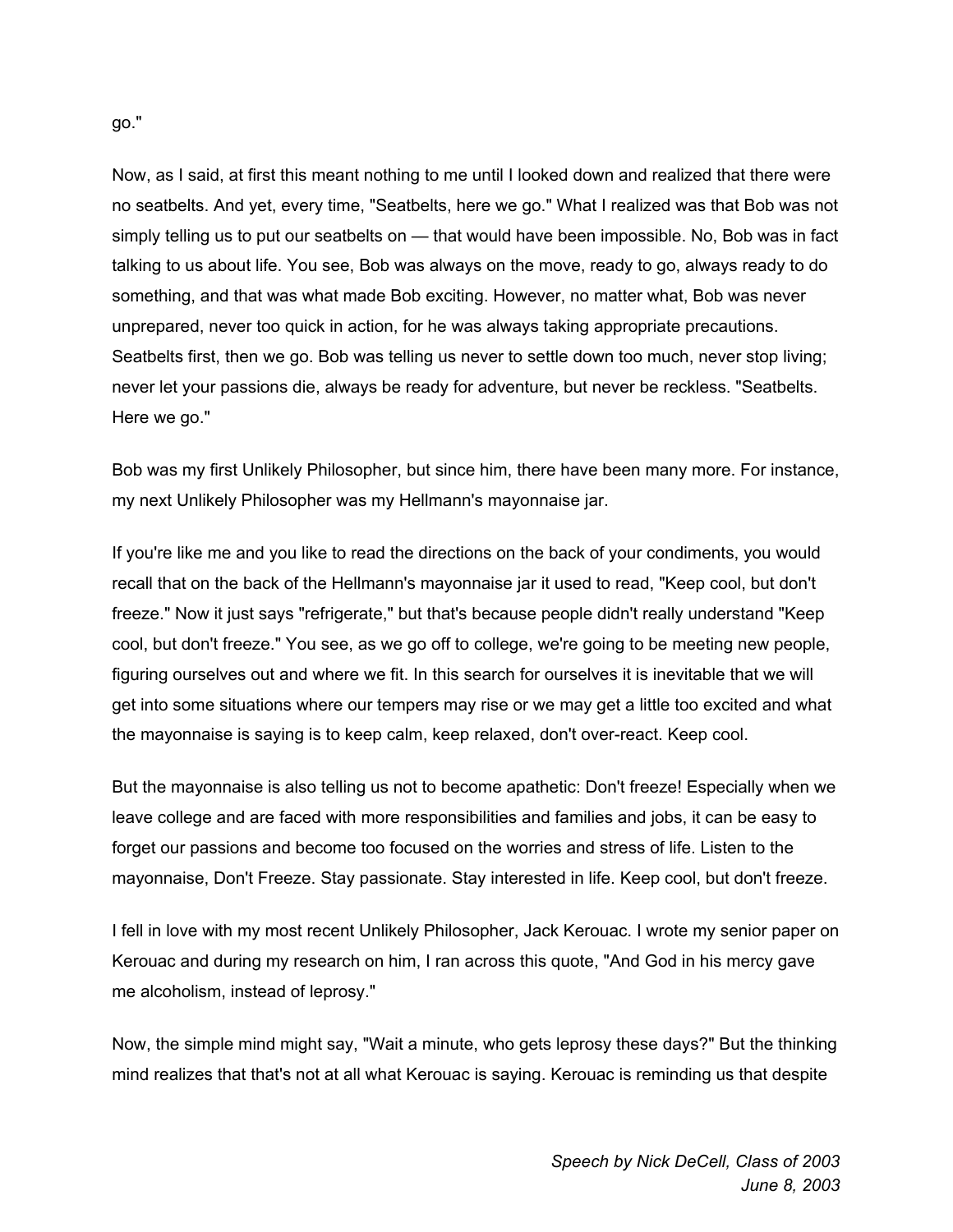go."

Now, as I said, at first this meant nothing to me until I looked down and realized that there were no seatbelts. And yet, every time, "Seatbelts, here we go." What I realized was that Bob was not simply telling us to put our seatbelts on — that would have been impossible. No, Bob was in fact talking to us about life. You see, Bob was always on the move, ready to go, always ready to do something, and that was what made Bob exciting. However, no matter what, Bob was never unprepared, never too quick in action, for he was always taking appropriate precautions. Seatbelts first, then we go. Bob was telling us never to settle down too much, never stop living; never let your passions die, always be ready for adventure, but never be reckless. "Seatbelts. Here we go."

Bob was my first Unlikely Philosopher, but since him, there have been many more. For instance, my next Unlikely Philosopher was my Hellmann's mayonnaise jar.

If you're like me and you like to read the directions on the back of your condiments, you would recall that on the back of the Hellmann's mayonnaise jar it used to read, "Keep cool, but don't freeze." Now it just says "refrigerate," but that's because people didn't really understand "Keep cool, but don't freeze." You see, as we go off to college, we're going to be meeting new people, figuring ourselves out and where we fit. In this search for ourselves it is inevitable that we will get into some situations where our tempers may rise or we may get a little too excited and what the mayonnaise is saying is to keep calm, keep relaxed, don't over-react. Keep cool.

But the mayonnaise is also telling us not to become apathetic: Don't freeze! Especially when we leave college and are faced with more responsibilities and families and jobs, it can be easy to forget our passions and become too focused on the worries and stress of life. Listen to the mayonnaise, Don't Freeze. Stay passionate. Stay interested in life. Keep cool, but don't freeze.

I fell in love with my most recent Unlikely Philosopher, Jack Kerouac. I wrote my senior paper on Kerouac and during my research on him, I ran across this quote, "And God in his mercy gave me alcoholism, instead of leprosy."

Now, the simple mind might say, "Wait a minute, who gets leprosy these days?" But the thinking mind realizes that that's not at all what Kerouac is saying. Kerouac is reminding us that despite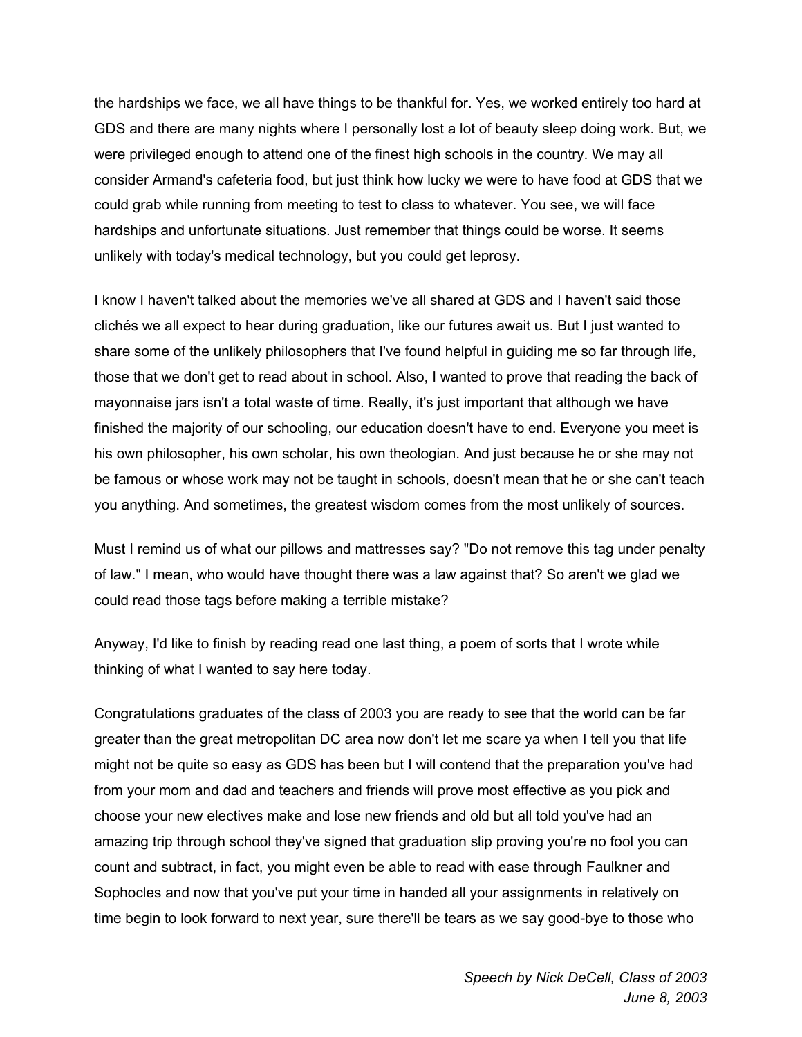the hardships we face, we all have things to be thankful for. Yes, we worked entirely too hard at GDS and there are many nights where I personally lost a lot of beauty sleep doing work. But, we were privileged enough to attend one of the finest high schools in the country. We may all consider Armand's cafeteria food, but just think how lucky we were to have food at GDS that we could grab while running from meeting to test to class to whatever. You see, we will face hardships and unfortunate situations. Just remember that things could be worse. It seems unlikely with today's medical technology, but you could get leprosy.

I know I haven't talked about the memories we've all shared at GDS and I haven't said those clichés we all expect to hear during graduation, like our futures await us. But I just wanted to share some of the unlikely philosophers that I've found helpful in guiding me so far through life, those that we don't get to read about in school. Also, I wanted to prove that reading the back of mayonnaise jars isn't a total waste of time. Really, it's just important that although we have finished the majority of our schooling, our education doesn't have to end. Everyone you meet is his own philosopher, his own scholar, his own theologian. And just because he or she may not be famous or whose work may not be taught in schools, doesn't mean that he or she can't teach you anything. And sometimes, the greatest wisdom comes from the most unlikely of sources.

Must I remind us of what our pillows and mattresses say? "Do not remove this tag under penalty of law." I mean, who would have thought there was a law against that? So aren't we glad we could read those tags before making a terrible mistake?

Anyway, I'd like to finish by reading read one last thing, a poem of sorts that I wrote while thinking of what I wanted to say here today.

Congratulations graduates of the class of 2003 you are ready to see that the world can be far greater than the great metropolitan DC area now don't let me scare ya when I tell you that life might not be quite so easy as GDS has been but I will contend that the preparation you've had from your mom and dad and teachers and friends will prove most effective as you pick and choose your new electives make and lose new friends and old but all told you've had an amazing trip through school they've signed that graduation slip proving you're no fool you can count and subtract, in fact, you might even be able to read with ease through Faulkner and Sophocles and now that you've put your time in handed all your assignments in relatively on time begin to look forward to next year, sure there'll be tears as we say good-bye to those who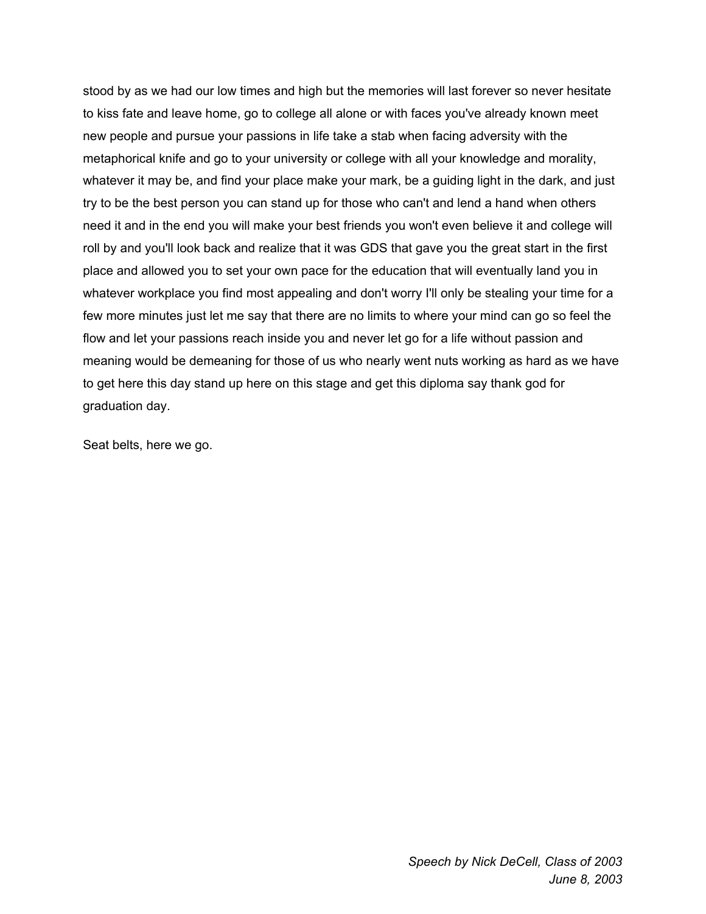stood by as we had our low times and high but the memories will last forever so never hesitate to kiss fate and leave home, go to college all alone or with faces you've already known meet new people and pursue your passions in life take a stab when facing adversity with the metaphorical knife and go to your university or college with all your knowledge and morality, whatever it may be, and find your place make your mark, be a guiding light in the dark, and just try to be the best person you can stand up for those who can't and lend a hand when others need it and in the end you will make your best friends you won't even believe it and college will roll by and you'll look back and realize that it was GDS that gave you the great start in the first place and allowed you to set your own pace for the education that will eventually land you in whatever workplace you find most appealing and don't worry I'll only be stealing your time for a few more minutes just let me say that there are no limits to where your mind can go so feel the flow and let your passions reach inside you and never let go for a life without passion and meaning would be demeaning for those of us who nearly went nuts working as hard as we have to get here this day stand up here on this stage and get this diploma say thank god for graduation day.

Seat belts, here we go.

*Speech by Nick DeCell, Class of 2003*
*June 8, 2003*